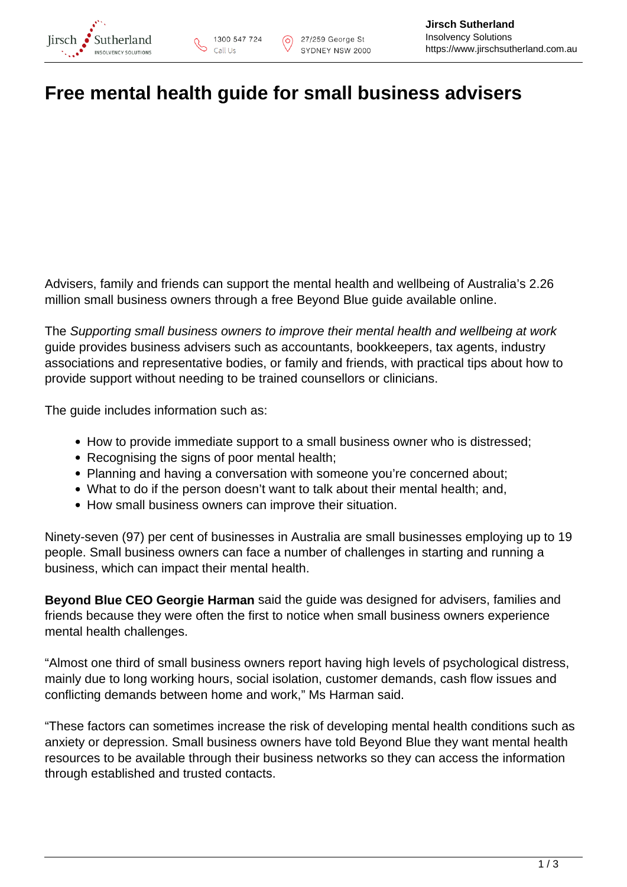# Free mental health guide for small business advisers

Advisers, family and friends can support the mental health and wellbeing of Australia's 2.26 million small business owners through a free Beyond Blue guide available online.

The *Supporting small business owners to improve their mental health and wellbeing at work* guide provides business advisers such as accountants, bookkeepers, tax agents, industry associations and representative bodies, or family and friends, with practical tips about how to provide support without needing to be trained counsellors or clinicians.

The guide includes information such as:

- How to provide immediate support to a small business owner who is distressed;
- Recognising the signs of poor mental health;
- Planning and having a conversation with someone you're concerned about;
- What to do if the person doesn't want to talk about their mental health; and,
- How small business owners can improve their situation.

Ninety-seven (97) per cent of businesses in Australia are small businesses employing up to 19 people. Small business owners can face a number of challenges in starting and running a business, which can impact their mental health.

**Beyond Blue CEO Georgie Harman** said the guide was designed for advisers, families and friends because they were often the first to notice when small business owners experience mental health challenges.

"Almost one third of small business owners report having high levels of psychological distress, mainly due to long working hours, social isolation, customer demands, cash flow issues and conflicting demands between home and work," Ms Harman said.

"These factors can sometimes increase the risk of developing mental health conditions such as anxiety or depression. Small business owners have told Beyond Blue they want mental health resources to be available through their business networks so they can access the information through established and trusted contacts.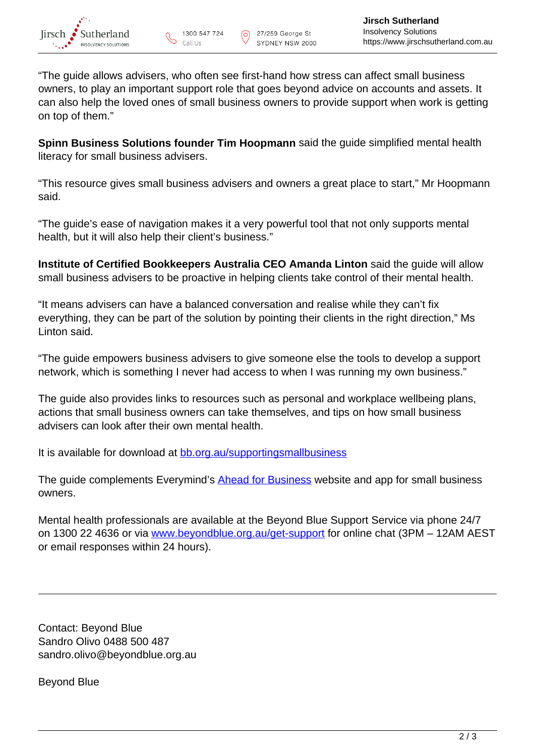"The guide allows advisers, who often see first-hand how stress can affect small business owners, to play an important support role that goes beyond advice on accounts and assets. It can also help the loved ones of small business owners to provide support when work is getting on top of them."

**Spinn Business Solutions founder Tim Hoopmann** said the guide simplified mental health literacy for small business advisers.

"This resource gives small business advisers and owners a great place to start," Mr Hoopmann said.

"The guide's ease of navigation makes it a very powerful tool that not only supports mental health, but it will also help their client's business."

**Institute of Certified Bookkeepers Australia CEO Amanda Linton** said the guide will allow small business advisers to be proactive in helping clients take control of their mental health.

"It means advisers can have a balanced conversation and realise while they can't fix everything, they can be part of the solution by pointing their clients in the right direction," Ms Linton said.

"The guide empowers business advisers to give someone else the tools to develop a support network, which is something I never had access to when I was running my own business."

The guide also provides links to resources such as personal and workplace wellbeing plans, actions that small business owners can take themselves, and tips on how small business advisers can look after their own mental health.

It is available for download at [bb.org.au/supportingsmallbusiness](bb.org.au/supportingsmallbusiness)

The guide complements Everymind's [Ahead for Business]() website and app for small business owners.

Mental health professionals are available at the Beyond Blue Support Service via phone 24/7 on 1300 22 4636 or via [www.beyondblue.org.au/get-support](www.beyondblue.org.au/get-support) for online chat (3PM – 12AM AEST or email responses within 24 hours).

---

Contact: Beyond Blue
Sandro Olivo 0488 500 487
sandro.olivo@beyondblue.org.au

Beyond Blue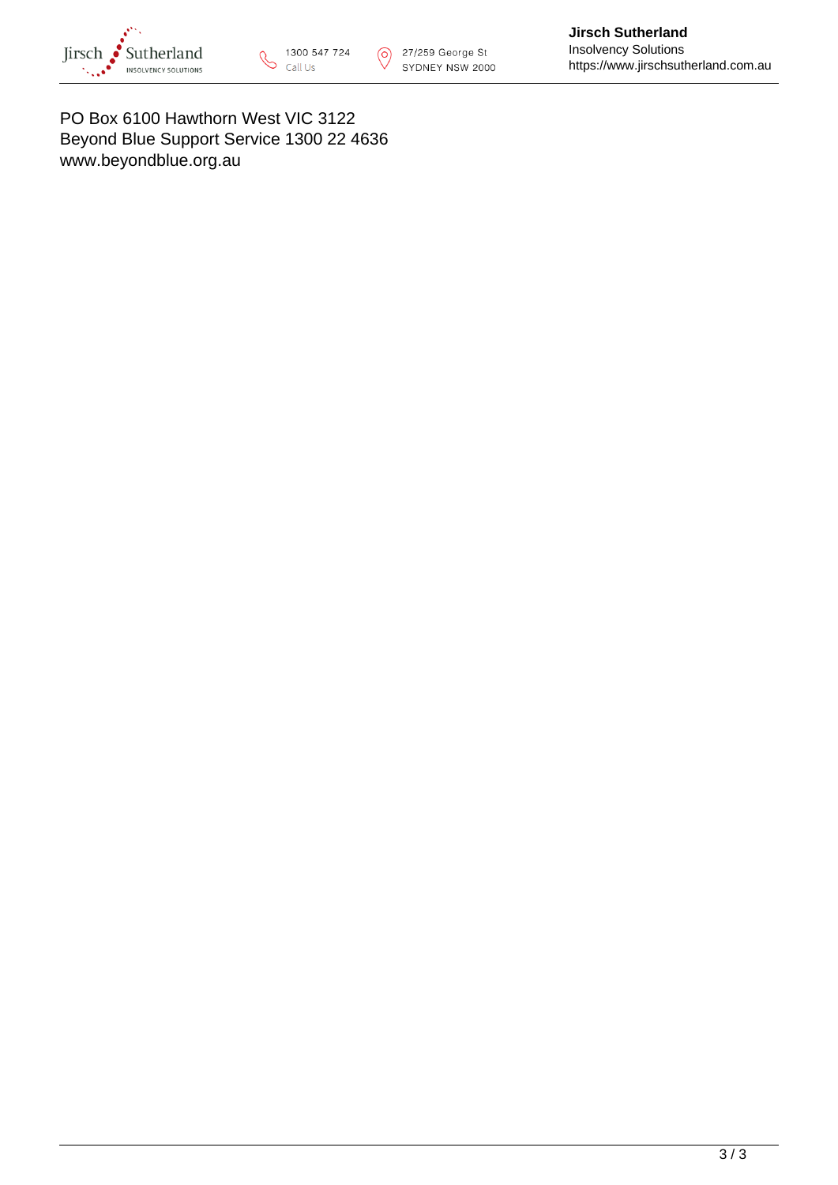PO Box 6100 Hawthorn West VIC 3122
Beyond Blue Support Service 1300 22 4636
www.beyondblue.org.au